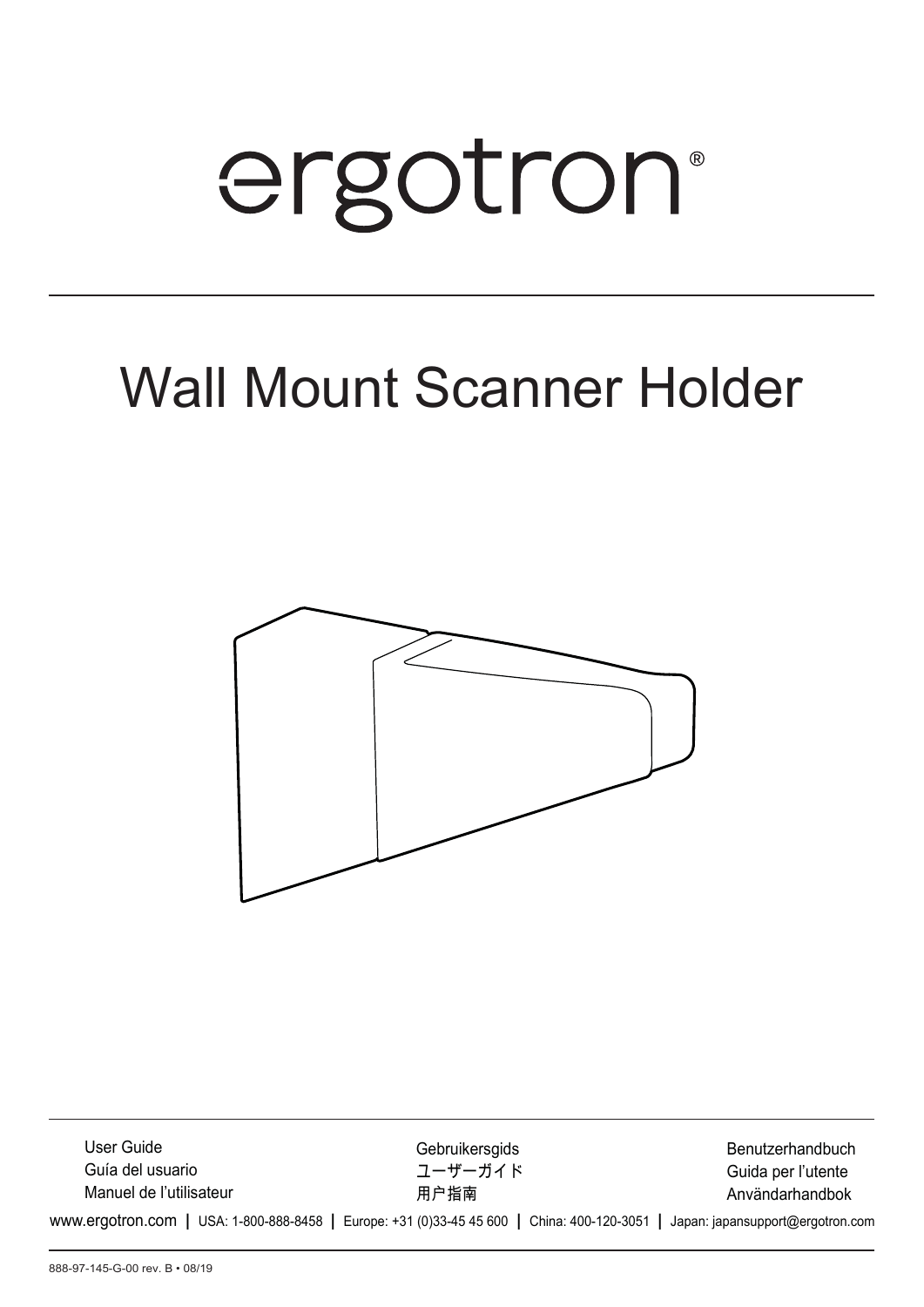# ergotron®

# Wall Mount Scanner Holder

User Guide
Guía del usuario
Manuel de l'utilisateur

Gebruikersgids
ユーザーガイド
用户指南

Benutzerhandbuch
Guida per l'utente
Användarhandbok

www.ergotron.com | USA: 1-800-888-8458 | Europe: +31 (0)33-45 45 600 | China: 400-120-3051 | Japan: japansupport@ergotron.com

888-97-145-G-00 rev. B • 08/19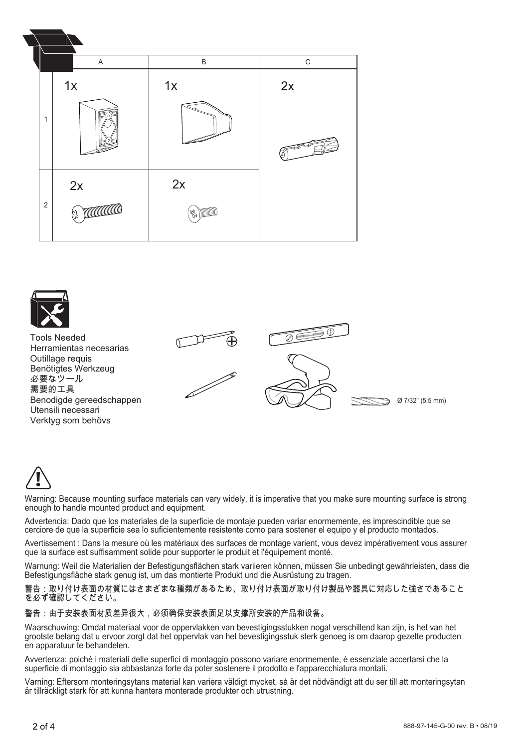|   | A | B | C |
|---|---|---|---|
| 1 | 1x | 1x | 2x |
| 2 | 2x | 2x |   |

Tools Needed
Herramientas necesarias
Outillage requis
Benötigtes Werkzeug
必要なツール
需要的工具
Benodigde gereedschappen
Utensili necessari
Verktyg som behövs

Ø 7/32" (5.5 mm)

Warning: Because mounting surface materials can vary widely, it is imperative that you make sure mounting surface is strong enough to handle mounted product and equipment.

Advertencia: Dado que los materiales de la superficie de montaje pueden variar enormemente, es imprescindible que se cerciore de que la superficie sea lo suficientemente resistente como para sostener el equipo y el producto montados.

Avertissement : Dans la mesure où les matériaux des surfaces de montage varient, vous devez impérativement vous assurer que la surface est suffisamment solide pour supporter le produit et l'équipement monté.

Warnung: Weil die Materialien der Befestigungsflächen stark variieren können, müssen Sie unbedingt gewährleisten, dass die Befestigungsfläche stark genug ist, um das montierte Produkt und die Ausrüstung zu tragen.

警告：取り付け表面の材質にはさまざまな種類があるため、取り付け表面が取り付け製品や器具に対応した強さであることを必ず確認してください。

警告：由于安装表面材质差异很大，必须确保安装表面足以支撑所安装的产品和设备。

Waarschuwing: Omdat materiaal voor de oppervlakken van bevestigingsstukken nogal verschillend kan zijn, is het van het grootste belang dat u ervoor zorgt dat het oppervlak van het bevestigingsstuk sterk genoeg is om daarop gezette producten en apparatuur te behandelen.

Avvertenza: poiché i materiali delle superfici di montaggio possono variare enormemente, è essenziale accertarsi che la superficie di montaggio sia abbastanza forte da poter sostenere il prodotto e l'apparecchiatura montati.

Varning: Eftersom monteringsytans material kan variera väldigt mycket, så är det nödvändigt att du ser till att monteringsytan är tillräckligt stark för att kunna hantera monterade produkter och utrustning.

888-97-145-G-00 rev. B • 08/19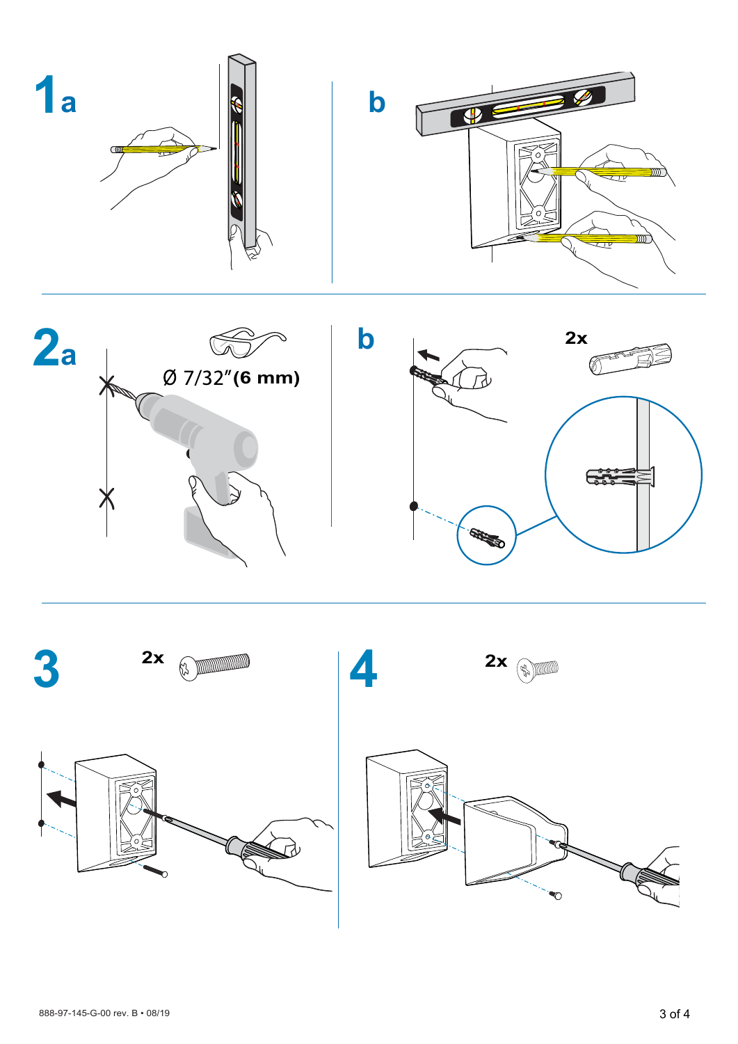1a

b

2a

Ø 7/32″ **(6 mm)**

b

2x

3

2x

4

2x

888-97-145-G-00 rev. B • 08/19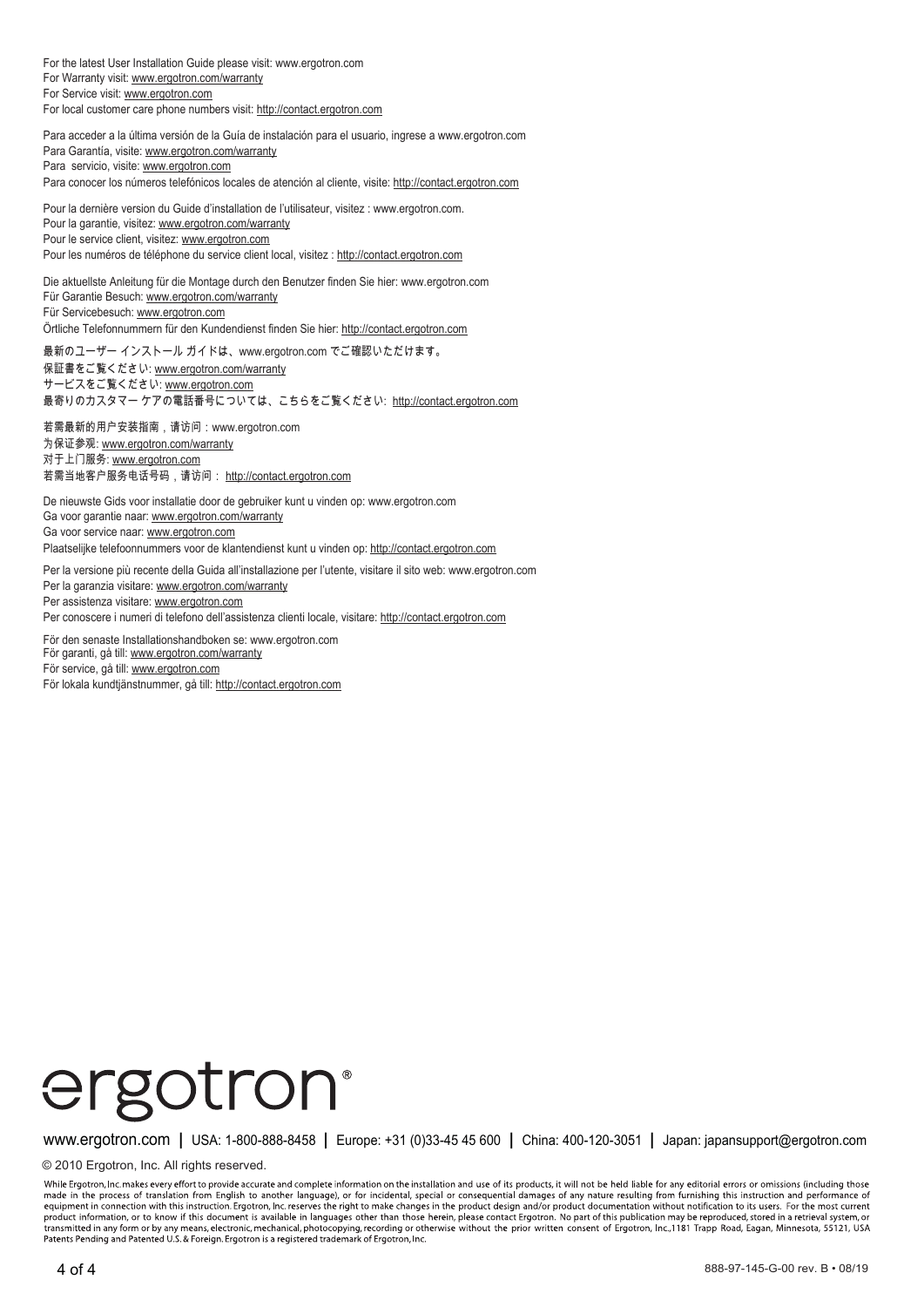For the latest User Installation Guide please visit: www.ergotron.com
For Warranty visit: www.ergotron.com/warranty
For Service visit: www.ergotron.com
For local customer care phone numbers visit: http://contact.ergotron.com

Para acceder a la última versión de la Guía de instalación para el usuario, ingrese a www.ergotron.com
Para Garantía, visite: www.ergotron.com/warranty
Para servicio, visite: www.ergotron.com
Para conocer los números telefónicos locales de atención al cliente, visite: http://contact.ergotron.com

Pour la dernière version du Guide d'installation de l'utilisateur, visitez : www.ergotron.com.
Pour la garantie, visitez: www.ergotron.com/warranty
Pour le service client, visitez: www.ergotron.com
Pour les numéros de téléphone du service client local, visitez : http://contact.ergotron.com

Die aktuellste Anleitung für die Montage durch den Benutzer finden Sie hier: www.ergotron.com
Für Garantie Besuch: www.ergotron.com/warranty
Für Servicebesuch: www.ergotron.com
Örtliche Telefonnummern für den Kundendienst finden Sie hier: http://contact.ergotron.com

最新のユーザー インストール ガイドは、www.ergotron.com でご確認いただけます。
保証書をご覧ください: www.ergotron.com/warranty
サービスをご覧ください: www.ergotron.com
最寄りのカスタマー ケアの電話番号については、こちらをご覧ください: http://contact.ergotron.com

若需最新的用户安装指南，请访问：www.ergotron.com
为保证参观: www.ergotron.com/warranty
对于上门服务: www.ergotron.com
若需当地客户服务电话号码，请访问： http://contact.ergotron.com

De nieuwste Gids voor installatie door de gebruiker kunt u vinden op: www.ergotron.com
Ga voor garantie naar: www.ergotron.com/warranty
Ga voor service naar: www.ergotron.com
Plaatselijke telefoonnummers voor de klantendienst kunt u vinden op: http://contact.ergotron.com

Per la versione più recente della Guida all'installazione per l'utente, visitare il sito web: www.ergotron.com
Per la garanzia visitare: www.ergotron.com/warranty
Per assistenza visitare: www.ergotron.com
Per conoscere i numeri di telefono dell'assistenza clienti locale, visitare: http://contact.ergotron.com

För den senaste Installationshandboken se: www.ergotron.com
För garanti, gå till: www.ergotron.com/warranty
För service, gå till: www.ergotron.com
För lokala kundtjänstnummer, gå till: http://contact.ergotron.com

ergotron®

www.ergotron.com | USA: 1-800-888-8458 | Europe: +31 (0)33-45 45 600 | China: 400-120-3051 | Japan: japansupport@ergotron.com

© 2010 Ergotron, Inc. All rights reserved.

While Ergotron, Inc. makes every effort to provide accurate and complete information on the installation and use of its products, it will not be held liable for any editorial errors or omissions (including those made in the process of translation from English to another language), or for incidental, special or consequential damages of any nature resulting from furnishing this instruction and performance of equipment in connection with this instruction. Ergotron, Inc. reserves the right to make changes in the product design and/or product documentation without notification to its users. For the most current product information, or to know if this document is available in languages other than those herein, please contact Ergotron. No part of this publication may be reproduced, stored in a retrieval system, or transmitted in any form or by any means, electronic, mechanical, photocopying, recording or otherwise without the prior written consent of Ergotron, Inc.,1181 Trapp Road, Eagan, Minnesota, 55121, USA
Patents Pending and Patented U.S. & Foreign. Ergotron is a registered trademark of Ergotron, Inc.

888-97-145-G-00 rev. B • 08/19